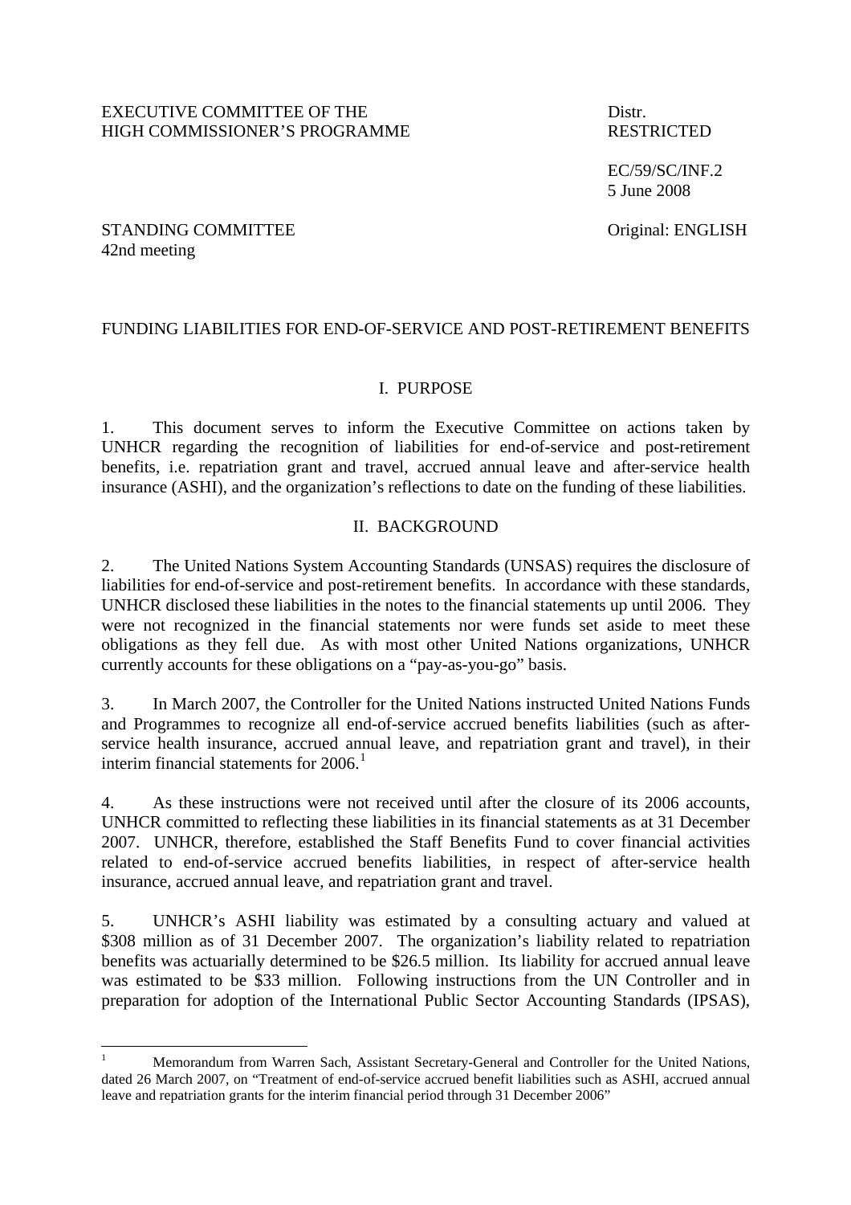EXECUTIVE COMMITTEE OF THE HIGH COMMISSIONER'S PROGRAMME

Distr. RESTRICTED

EC/59/SC/INF.2
5 June 2008

STANDING COMMITTEE
42nd meeting

Original: ENGLISH

# FUNDING LIABILITIES FOR END-OF-SERVICE AND POST-RETIREMENT BENEFITS

## I. PURPOSE

1. This document serves to inform the Executive Committee on actions taken by UNHCR regarding the recognition of liabilities for end-of-service and post-retirement benefits, i.e. repatriation grant and travel, accrued annual leave and after-service health insurance (ASHI), and the organization's reflections to date on the funding of these liabilities.

## II. BACKGROUND

2. The United Nations System Accounting Standards (UNSAS) requires the disclosure of liabilities for end-of-service and post-retirement benefits. In accordance with these standards, UNHCR disclosed these liabilities in the notes to the financial statements up until 2006. They were not recognized in the financial statements nor were funds set aside to meet these obligations as they fell due. As with most other United Nations organizations, UNHCR currently accounts for these obligations on a "pay-as-you-go" basis.

3. In March 2007, the Controller for the United Nations instructed United Nations Funds and Programmes to recognize all end-of-service accrued benefits liabilities (such as after-service health insurance, accrued annual leave, and repatriation grant and travel), in their interim financial statements for 2006.[1]

4. As these instructions were not received until after the closure of its 2006 accounts, UNHCR committed to reflecting these liabilities in its financial statements as at 31 December 2007. UNHCR, therefore, established the Staff Benefits Fund to cover financial activities related to end-of-service accrued benefits liabilities, in respect of after-service health insurance, accrued annual leave, and repatriation grant and travel.

5. UNHCR's ASHI liability was estimated by a consulting actuary and valued at $308 million as of 31 December 2007. The organization's liability related to repatriation benefits was actuarially determined to be $26.5 million. Its liability for accrued annual leave was estimated to be $33 million. Following instructions from the UN Controller and in preparation for adoption of the International Public Sector Accounting Standards (IPSAS),

---

[1] Memorandum from Warren Sach, Assistant Secretary-General and Controller for the United Nations, dated 26 March 2007, on "Treatment of end-of-service accrued benefit liabilities such as ASHI, accrued annual leave and repatriation grants for the interim financial period through 31 December 2006"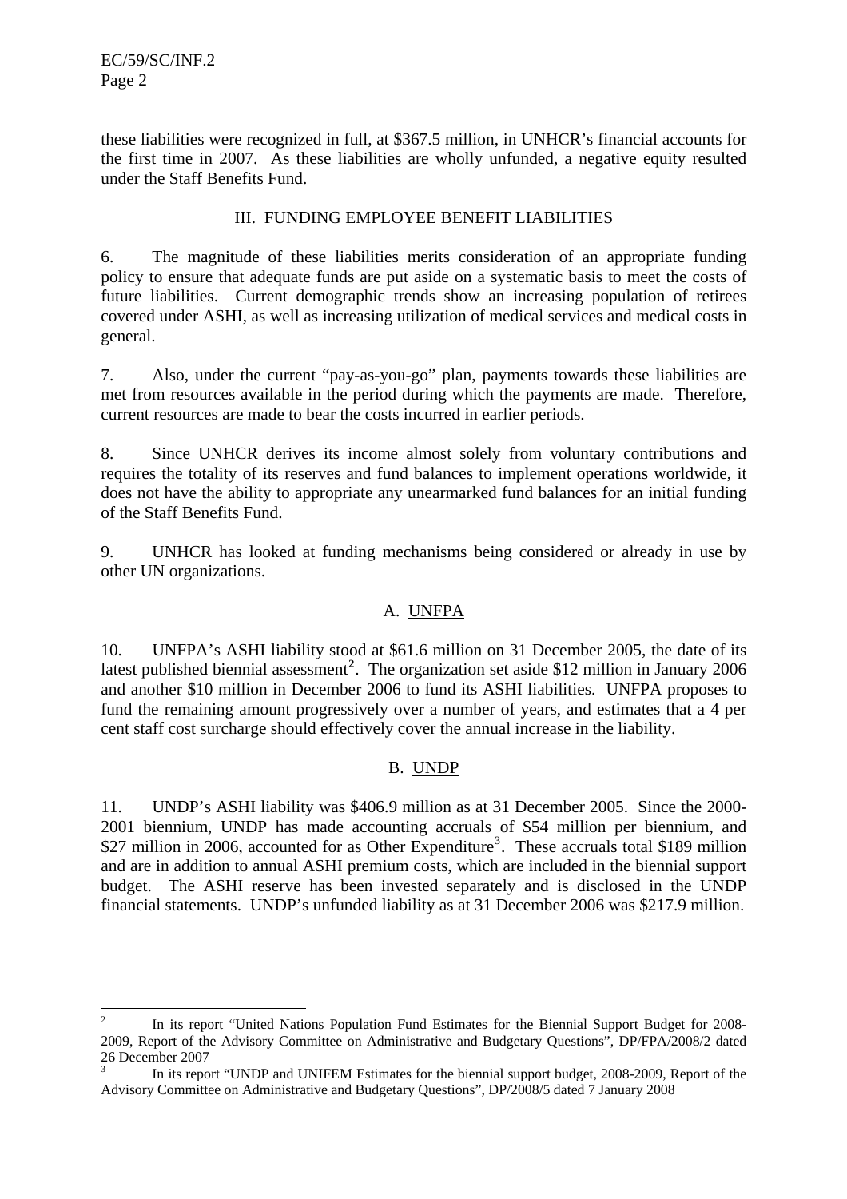these liabilities were recognized in full, at $367.5 million, in UNHCR's financial accounts for the first time in 2007. As these liabilities are wholly unfunded, a negative equity resulted under the Staff Benefits Fund.

## III. FUNDING EMPLOYEE BENEFIT LIABILITIES

6. The magnitude of these liabilities merits consideration of an appropriate funding policy to ensure that adequate funds are put aside on a systematic basis to meet the costs of future liabilities. Current demographic trends show an increasing population of retirees covered under ASHI, as well as increasing utilization of medical services and medical costs in general.

7. Also, under the current "pay-as-you-go" plan, payments towards these liabilities are met from resources available in the period during which the payments are made. Therefore, current resources are made to bear the costs incurred in earlier periods.

8. Since UNHCR derives its income almost solely from voluntary contributions and requires the totality of its reserves and fund balances to implement operations worldwide, it does not have the ability to appropriate any unearmarked fund balances for an initial funding of the Staff Benefits Fund.

9. UNHCR has looked at funding mechanisms being considered or already in use by other UN organizations.

### A. UNFPA

10. UNFPA's ASHI liability stood at $61.6 million on 31 December 2005, the date of its latest published biennial assessment[2]. The organization set aside $12 million in January 2006 and another $10 million in December 2006 to fund its ASHI liabilities. UNFPA proposes to fund the remaining amount progressively over a number of years, and estimates that a 4 per cent staff cost surcharge should effectively cover the annual increase in the liability.

### B. UNDP

11. UNDP's ASHI liability was $406.9 million as at 31 December 2005. Since the 2000-2001 biennium, UNDP has made accounting accruals of $54 million per biennium, and $27 million in 2006, accounted for as Other Expenditure[3]. These accruals total $189 million and are in addition to annual ASHI premium costs, which are included in the biennial support budget. The ASHI reserve has been invested separately and is disclosed in the UNDP financial statements. UNDP's unfunded liability as at 31 December 2006 was $217.9 million.

---

[2] In its report "United Nations Population Fund Estimates for the Biennial Support Budget for 2008-2009, Report of the Advisory Committee on Administrative and Budgetary Questions", DP/FPA/2008/2 dated 26 December 2007

[3] In its report "UNDP and UNIFEM Estimates for the biennial support budget, 2008-2009, Report of the Advisory Committee on Administrative and Budgetary Questions", DP/2008/5 dated 7 January 2008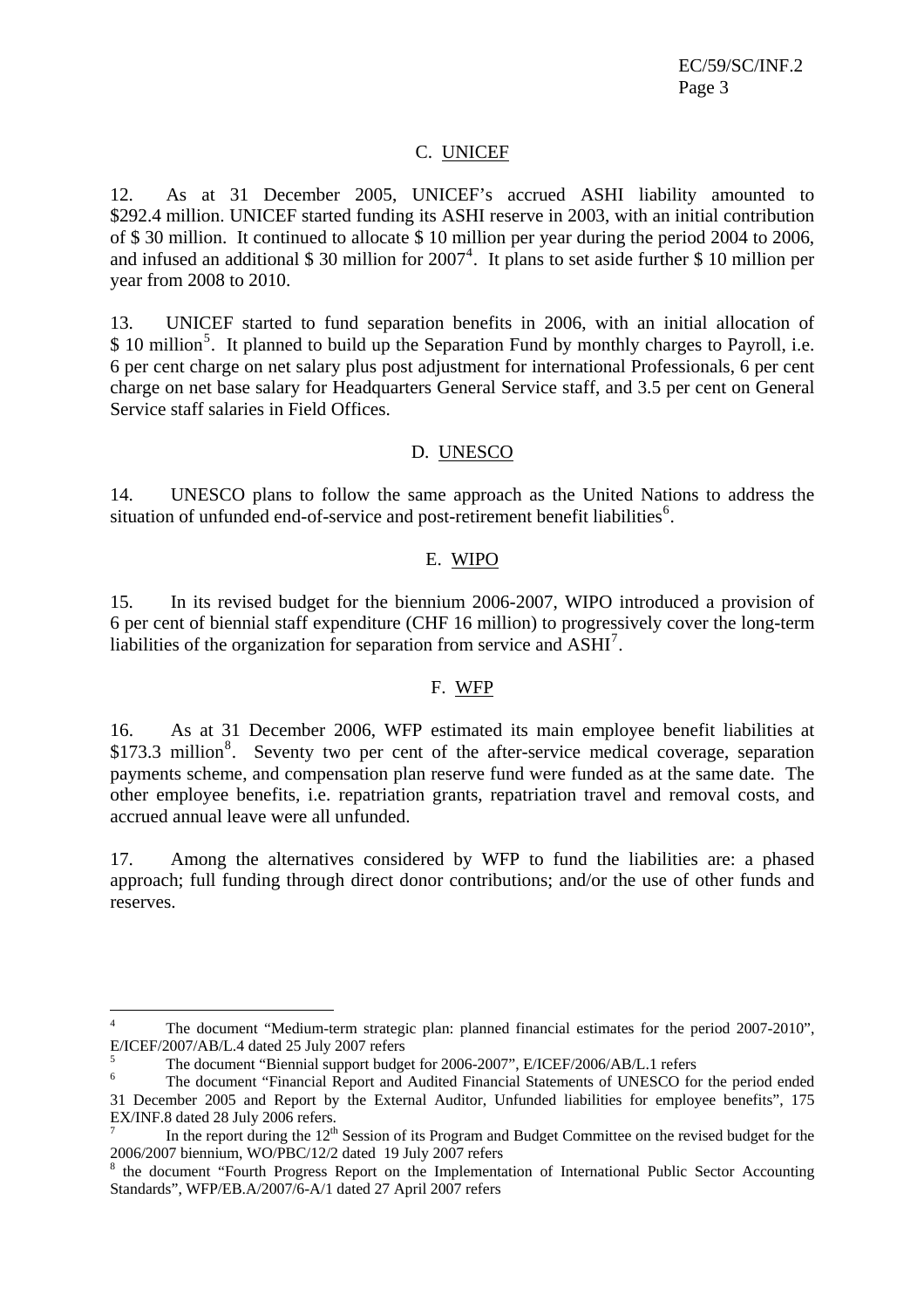## C. UNICEF

12. As at 31 December 2005, UNICEF's accrued ASHI liability amounted to \$292.4 million. UNICEF started funding its ASHI reserve in 2003, with an initial contribution of \$ 30 million. It continued to allocate \$ 10 million per year during the period 2004 to 2006, and infused an additional \$ 30 million for 2007[4]. It plans to set aside further \$ 10 million per year from 2008 to 2010.

13. UNICEF started to fund separation benefits in 2006, with an initial allocation of \$ 10 million[5]. It planned to build up the Separation Fund by monthly charges to Payroll, i.e. 6 per cent charge on net salary plus post adjustment for international Professionals, 6 per cent charge on net base salary for Headquarters General Service staff, and 3.5 per cent on General Service staff salaries in Field Offices.

## D. UNESCO

14. UNESCO plans to follow the same approach as the United Nations to address the situation of unfunded end-of-service and post-retirement benefit liabilities[6].

## E. WIPO

15. In its revised budget for the biennium 2006-2007, WIPO introduced a provision of 6 per cent of biennial staff expenditure (CHF 16 million) to progressively cover the long-term liabilities of the organization for separation from service and ASHI[7].

## F. WFP

16. As at 31 December 2006, WFP estimated its main employee benefit liabilities at \$173.3 million[8]. Seventy two per cent of the after-service medical coverage, separation payments scheme, and compensation plan reserve fund were funded as at the same date. The other employee benefits, i.e. repatriation grants, repatriation travel and removal costs, and accrued annual leave were all unfunded.

17. Among the alternatives considered by WFP to fund the liabilities are: a phased approach; full funding through direct donor contributions; and/or the use of other funds and reserves.

---

[4] The document "Medium-term strategic plan: planned financial estimates for the period 2007-2010", E/ICEF/2007/AB/L.4 dated 25 July 2007 refers

[5] The document "Biennial support budget for 2006-2007", E/ICEF/2006/AB/L.1 refers

[6] The document "Financial Report and Audited Financial Statements of UNESCO for the period ended 31 December 2005 and Report by the External Auditor, Unfunded liabilities for employee benefits", 175 EX/INF.8 dated 28 July 2006 refers.

[7] In the report during the 12th Session of its Program and Budget Committee on the revised budget for the 2006/2007 biennium, WO/PBC/12/2 dated 19 July 2007 refers

[8] the document "Fourth Progress Report on the Implementation of International Public Sector Accounting Standards", WFP/EB.A/2007/6-A/1 dated 27 April 2007 refers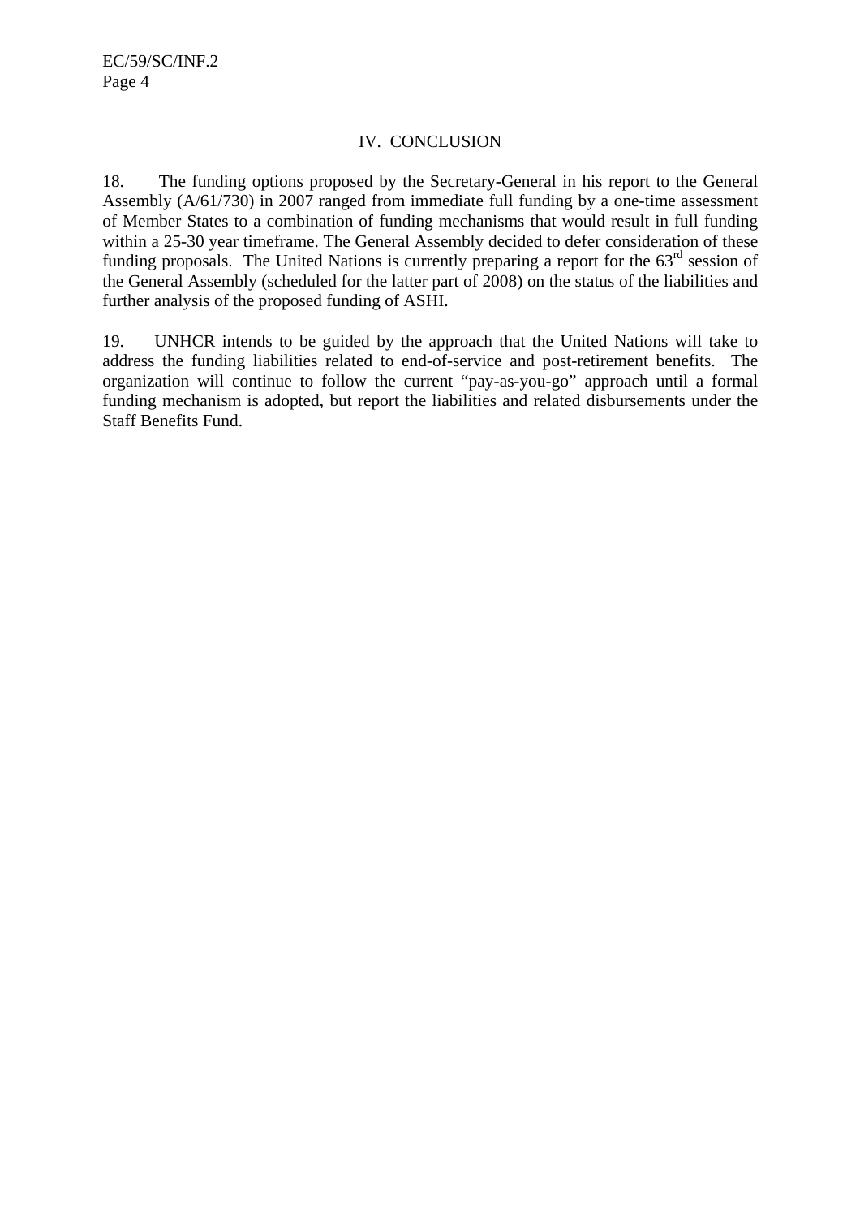## IV. CONCLUSION

18. The funding options proposed by the Secretary-General in his report to the General Assembly (A/61/730) in 2007 ranged from immediate full funding by a one-time assessment of Member States to a combination of funding mechanisms that would result in full funding within a 25-30 year timeframe. The General Assembly decided to defer consideration of these funding proposals. The United Nations is currently preparing a report for the 63rd session of the General Assembly (scheduled for the latter part of 2008) on the status of the liabilities and further analysis of the proposed funding of ASHI.

19. UNHCR intends to be guided by the approach that the United Nations will take to address the funding liabilities related to end-of-service and post-retirement benefits. The organization will continue to follow the current "pay-as-you-go" approach until a formal funding mechanism is adopted, but report the liabilities and related disbursements under the Staff Benefits Fund.